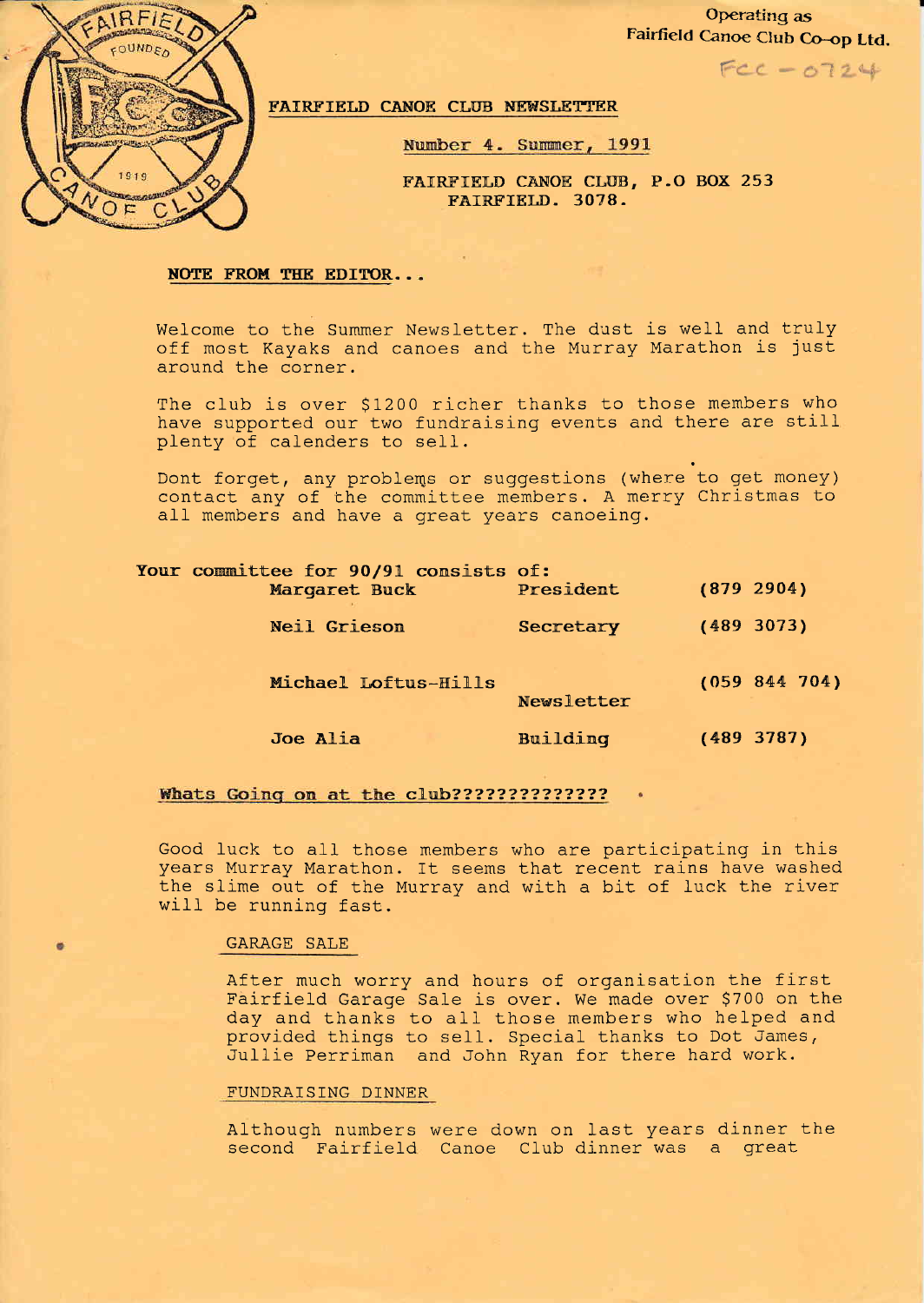Operating as
Fairfield Canoe Club Co-op Ltd.

FCC - 0724

# FAIRFIELD CANOE CLUB NEWSLETTER

Number 4. Summer, 1991

FAIRFIELD CANOE CLUB, P.O BOX 253
FAIRFIELD. 3078.

## NOTE FROM THE EDITOR...

Welcome to the Summer Newsletter. The dust is well and truly off most Kayaks and canoes and the Murray Marathon is just around the corner.

The club is over $1200 richer thanks to those members who have supported our two fundraising events and there are still plenty of calenders to sell.

Dont forget, any problems or suggestions (where to get money) contact any of the committee members. A merry Christmas to all members and have a great years canoeing.

**Your committee for 90/91 consists of:**

| | | |
|---|---|---|
| **Margaret Buck** | **President** | **(879 2904)** |
| **Neil Grieson** | **Secretary** | **(489 3073)** |
| **Michael Loftus-Hills** | **Newsletter** | **(059 844 704)** |
| **Joe Alia** | **Building** | **(489 3787)** |

## Whats Going on at the club??????????????

Good luck to all those members who are participating in this years Murray Marathon. It seems that recent rains have washed the slime out of the Murray and with a bit of luck the river will be running fast.

### GARAGE SALE

After much worry and hours of organisation the first Fairfield Garage Sale is over. We made over $700 on the day and thanks to all those members who helped and provided things to sell. Special thanks to Dot James, Jullie Perriman and John Ryan for there hard work.

### FUNDRAISING DINNER

Although numbers were down on last years dinner the second Fairfield Canoe Club dinner was a great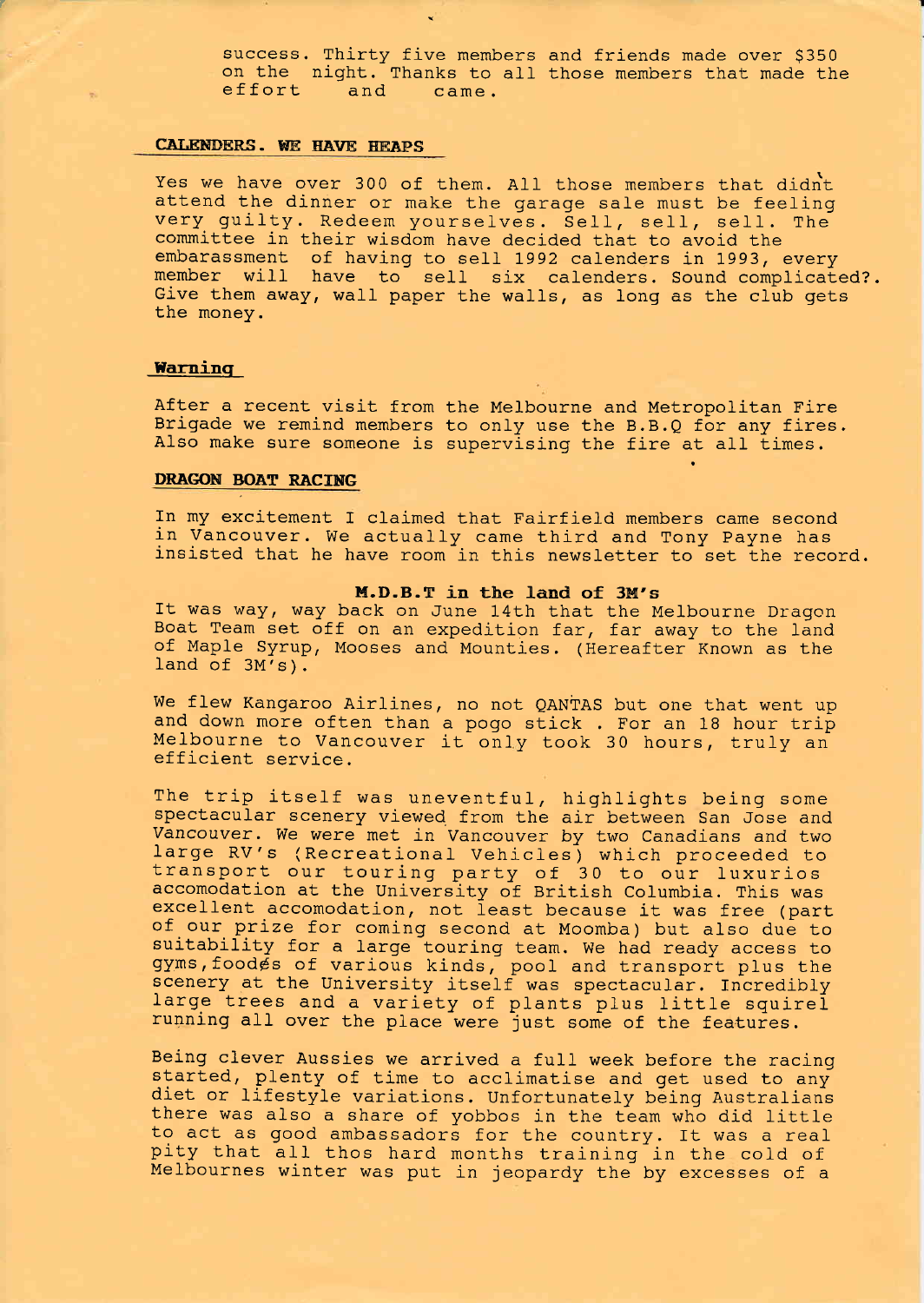success. Thirty five members and friends made over $350 on the night. Thanks to all those members that made the effort and came.

## CALENDERS. WE HAVE HEAPS

Yes we have over 300 of them. All those members that didnt attend the dinner or make the garage sale must be feeling very guilty. Redeem yourselves. Sell, sell, sell. The committee in their wisdom have decided that to avoid the embarassment of having to sell 1992 calenders in 1993, every member will have to sell six calenders. Sound complicated?. Give them away, wall paper the walls, as long as the club gets the money.

## Warning

After a recent visit from the Melbourne and Metropolitan Fire Brigade we remind members to only use the B.B.Q for any fires. Also make sure someone is supervising the fire at all times.

## DRAGON BOAT RACING

In my excitement I claimed that Fairfield members came second in Vancouver. We actually came third and Tony Payne has insisted that he have room in this newsletter to set the record.

### M.D.B.T in the land of 3M's

It was way, way back on June 14th that the Melbourne Dragon Boat Team set off on an expedition far, far away to the land of Maple Syrup, Mooses and Mounties. (Hereafter Known as the land of 3M's).

We flew Kangaroo Airlines, no not QANTAS but one that went up and down more often than a pogo stick . For an 18 hour trip Melbourne to Vancouver it only took 30 hours, truly an efficient service.

The trip itself was uneventful, highlights being some spectacular scenery viewed from the air between San Jose and Vancouver. We were met in Vancouver by two Canadians and two large RV's (Recreational Vehicles) which proceeded to transport our touring party of 30 to our luxurios accomodation at the University of British Columbia. This was excellent accomodation, not least because it was free (part of our prize for coming second at Moomba) but also due to suitability for a large touring team. We had ready access to gyms, foods of various kinds, pool and transport plus the scenery at the University itself was spectacular. Incredibly large trees and a variety of plants plus little squirel running all over the place were just some of the features.

Being clever Aussies we arrived a full week before the racing started, plenty of time to acclimatise and get used to any diet or lifestyle variations. Unfortunately being Australians there was also a share of yobbos in the team who did little to act as good ambassadors for the country. It was a real pity that all thos hard months training in the cold of Melbournes winter was put in jeopardy the by excesses of a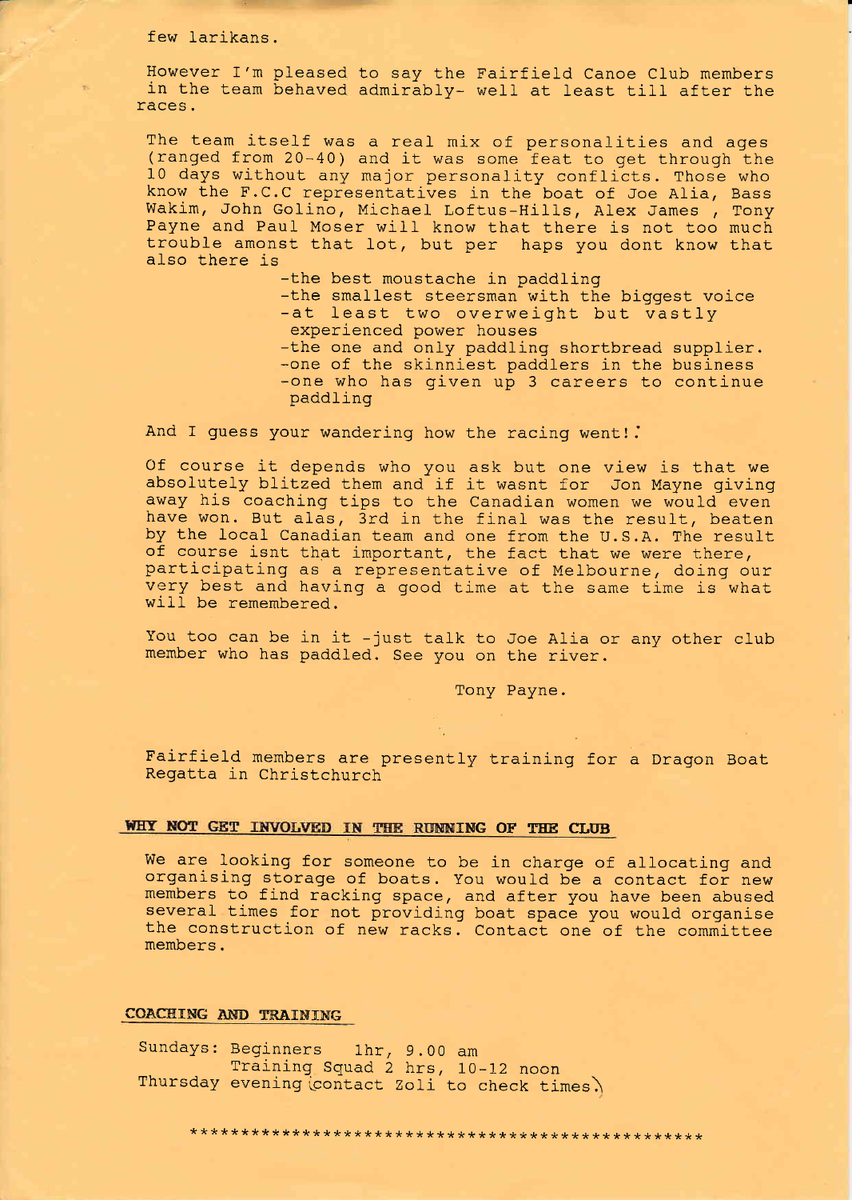few larikans.

However I'm pleased to say the Fairfield Canoe Club members in the team behaved admirably- well at least till after the races.

The team itself was a real mix of personalities and ages (ranged from 20-40) and it was some feat to get through the 10 days without any major personality conflicts. Those who know the F.C.C representatives in the boat of Joe Alia, Bass Wakim, John Golino, Michael Loftus-Hills, Alex James , Tony Payne and Paul Moser will know that there is not too much trouble amonst that lot, but per haps you dont know that also there is

- the best moustache in paddling
- the smallest steersman with the biggest voice
- at least two overweight but vastly experienced power houses
- the one and only paddling shortbread supplier.
- one of the skinniest paddlers in the business
- one who has given up 3 careers to continue paddling

And I guess your wandering how the racing went!.

Of course it depends who you ask but one view is that we absolutely blitzed them and if it wasnt for Jon Mayne giving away his coaching tips to the Canadian women we would even have won. But alas, 3rd in the final was the result, beaten by the local Canadian team and one from the U.S.A. The result of course isnt that important, the fact that we were there, participating as a representative of Melbourne, doing our very best and having a good time at the same time is what will be remembered.

You too can be in it -just talk to Joe Alia or any other club member who has paddled. See you on the river.

Tony Payne.

Fairfield members are presently training for a Dragon Boat Regatta in Christchurch

## WHY NOT GET INVOLVED IN THE RUNNING OF THE CLUB

We are looking for someone to be in charge of allocating and organising storage of boats. You would be a contact for new members to find racking space, and after you have been abused several times for not providing boat space you would organise the construction of new racks. Contact one of the committee members.

## COACHING AND TRAINING

Sundays: Beginners 1hr, 9.00 am
Training Squad 2 hrs, 10-12 noon
Thursday evening (contact Zoli to check times)

*************************************************